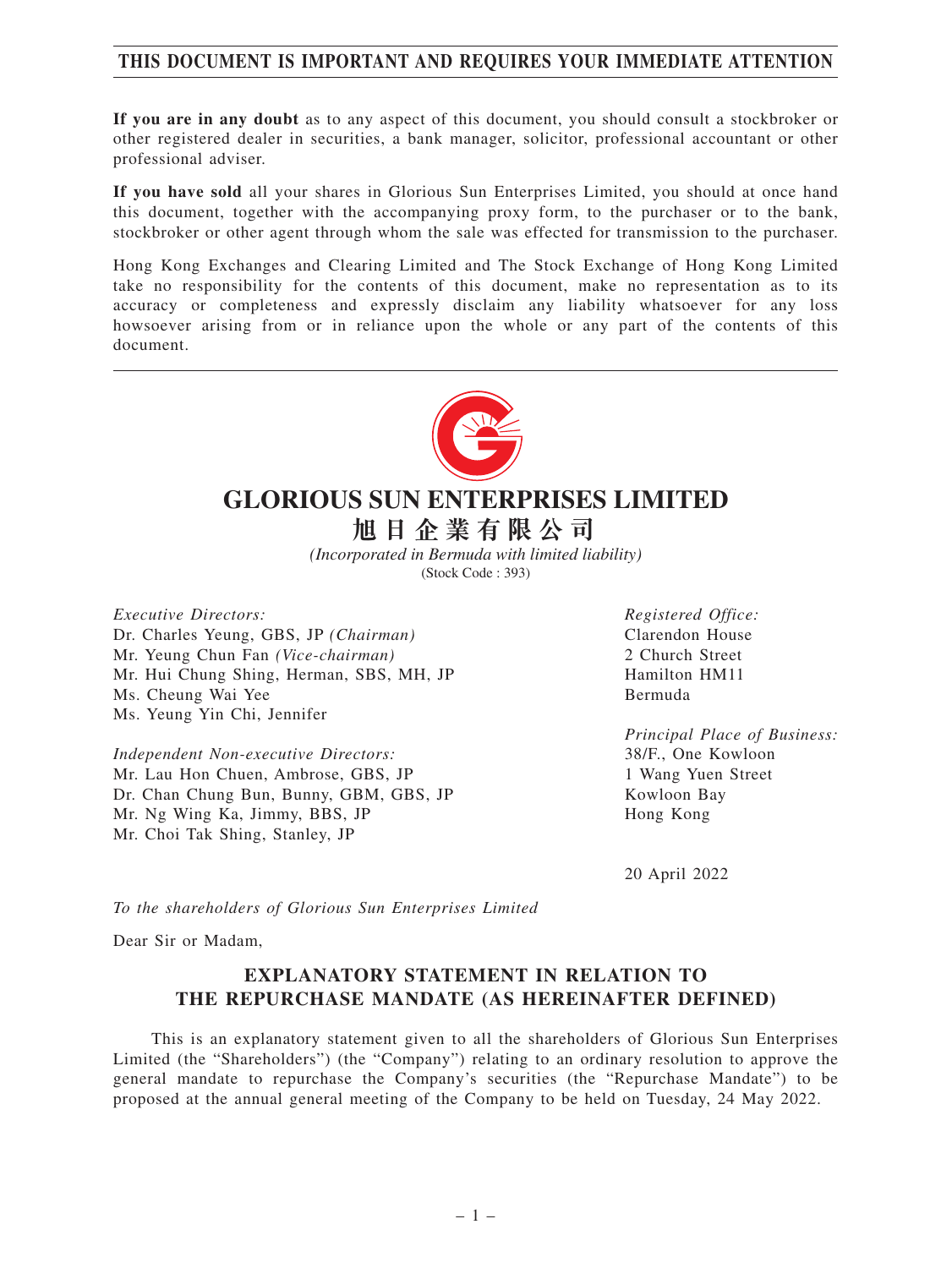**THIS DOCUMENT IS IMPORTANT AND REQUIRES YOUR IMMEDIATE ATTENTION**

**If you are in any doubt** as to any aspect of this document, you should consult a stockbroker or other registered dealer in securities, a bank manager, solicitor, professional accountant or other professional adviser.

**If you have sold** all your shares in Glorious Sun Enterprises Limited, you should at once hand this document, together with the accompanying proxy form, to the purchaser or to the bank, stockbroker or other agent through whom the sale was effected for transmission to the purchaser.

Hong Kong Exchanges and Clearing Limited and The Stock Exchange of Hong Kong Limited take no responsibility for the contents of this document, make no representation as to its accuracy or completeness and expressly disclaim any liability whatsoever for any loss howsoever arising from or in reliance upon the whole or any part of the contents of this document.

# GLORIOUS SUN ENTERPRISES LIMITED
# 旭日企業有限公司

*(Incorporated in Bermuda with limited liability)*
(Stock Code : 393)

*Executive Directors:*
Dr. Charles Yeung, GBS, JP *(Chairman)*
Mr. Yeung Chun Fan *(Vice-chairman)*
Mr. Hui Chung Shing, Herman, SBS, MH, JP
Ms. Cheung Wai Yee
Ms. Yeung Yin Chi, Jennifer

*Independent Non-executive Directors:*
Mr. Lau Hon Chuen, Ambrose, GBS, JP
Dr. Chan Chung Bun, Bunny, GBM, GBS, JP
Mr. Ng Wing Ka, Jimmy, BBS, JP
Mr. Choi Tak Shing, Stanley, JP

*Registered Office:*
Clarendon House
2 Church Street
Hamilton HM11
Bermuda

*Principal Place of Business:*
38/F., One Kowloon
1 Wang Yuen Street
Kowloon Bay
Hong Kong

20 April 2022

*To the shareholders of Glorious Sun Enterprises Limited*

Dear Sir or Madam,

## EXPLANATORY STATEMENT IN RELATION TO THE REPURCHASE MANDATE (AS HEREINAFTER DEFINED)

This is an explanatory statement given to all the shareholders of Glorious Sun Enterprises Limited (the "Shareholders") (the "Company") relating to an ordinary resolution to approve the general mandate to repurchase the Company's securities (the "Repurchase Mandate") to be proposed at the annual general meeting of the Company to be held on Tuesday, 24 May 2022.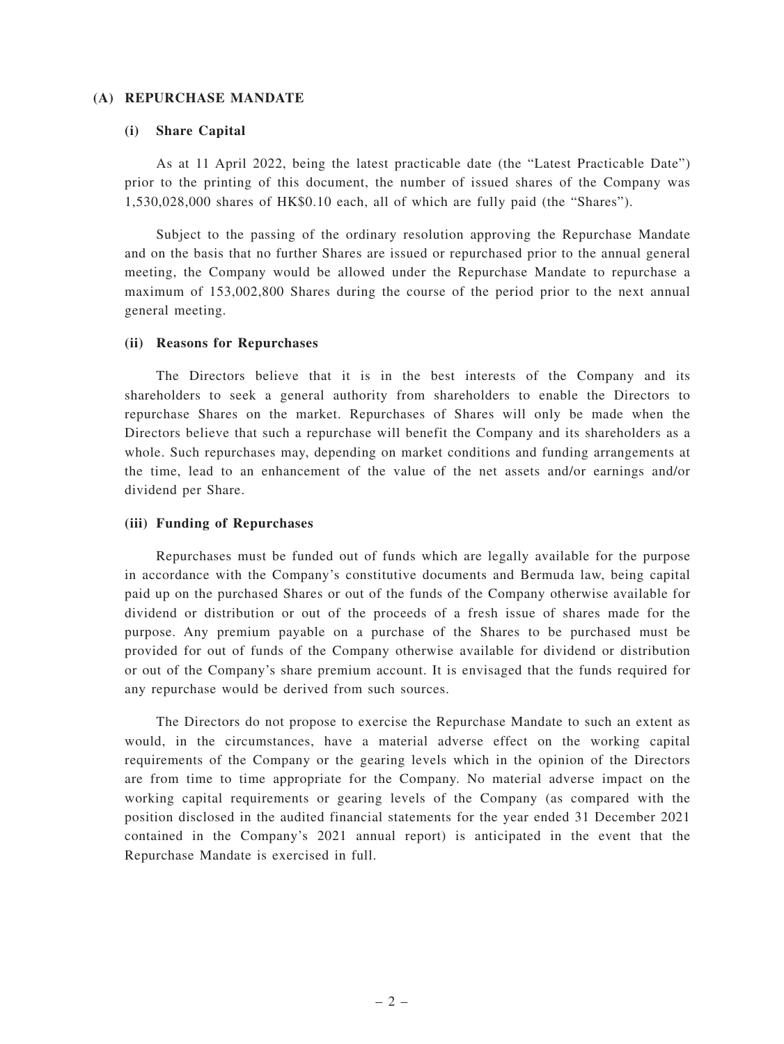## (A) REPURCHASE MANDATE

### (i) Share Capital

As at 11 April 2022, being the latest practicable date (the "Latest Practicable Date") prior to the printing of this document, the number of issued shares of the Company was 1,530,028,000 shares of HK$0.10 each, all of which are fully paid (the "Shares").

Subject to the passing of the ordinary resolution approving the Repurchase Mandate and on the basis that no further Shares are issued or repurchased prior to the annual general meeting, the Company would be allowed under the Repurchase Mandate to repurchase a maximum of 153,002,800 Shares during the course of the period prior to the next annual general meeting.

### (ii) Reasons for Repurchases

The Directors believe that it is in the best interests of the Company and its shareholders to seek a general authority from shareholders to enable the Directors to repurchase Shares on the market. Repurchases of Shares will only be made when the Directors believe that such a repurchase will benefit the Company and its shareholders as a whole. Such repurchases may, depending on market conditions and funding arrangements at the time, lead to an enhancement of the value of the net assets and/or earnings and/or dividend per Share.

### (iii) Funding of Repurchases

Repurchases must be funded out of funds which are legally available for the purpose in accordance with the Company's constitutive documents and Bermuda law, being capital paid up on the purchased Shares or out of the funds of the Company otherwise available for dividend or distribution or out of the proceeds of a fresh issue of shares made for the purpose. Any premium payable on a purchase of the Shares to be purchased must be provided for out of funds of the Company otherwise available for dividend or distribution or out of the Company's share premium account. It is envisaged that the funds required for any repurchase would be derived from such sources.

The Directors do not propose to exercise the Repurchase Mandate to such an extent as would, in the circumstances, have a material adverse effect on the working capital requirements of the Company or the gearing levels which in the opinion of the Directors are from time to time appropriate for the Company. No material adverse impact on the working capital requirements or gearing levels of the Company (as compared with the position disclosed in the audited financial statements for the year ended 31 December 2021 contained in the Company's 2021 annual report) is anticipated in the event that the Repurchase Mandate is exercised in full.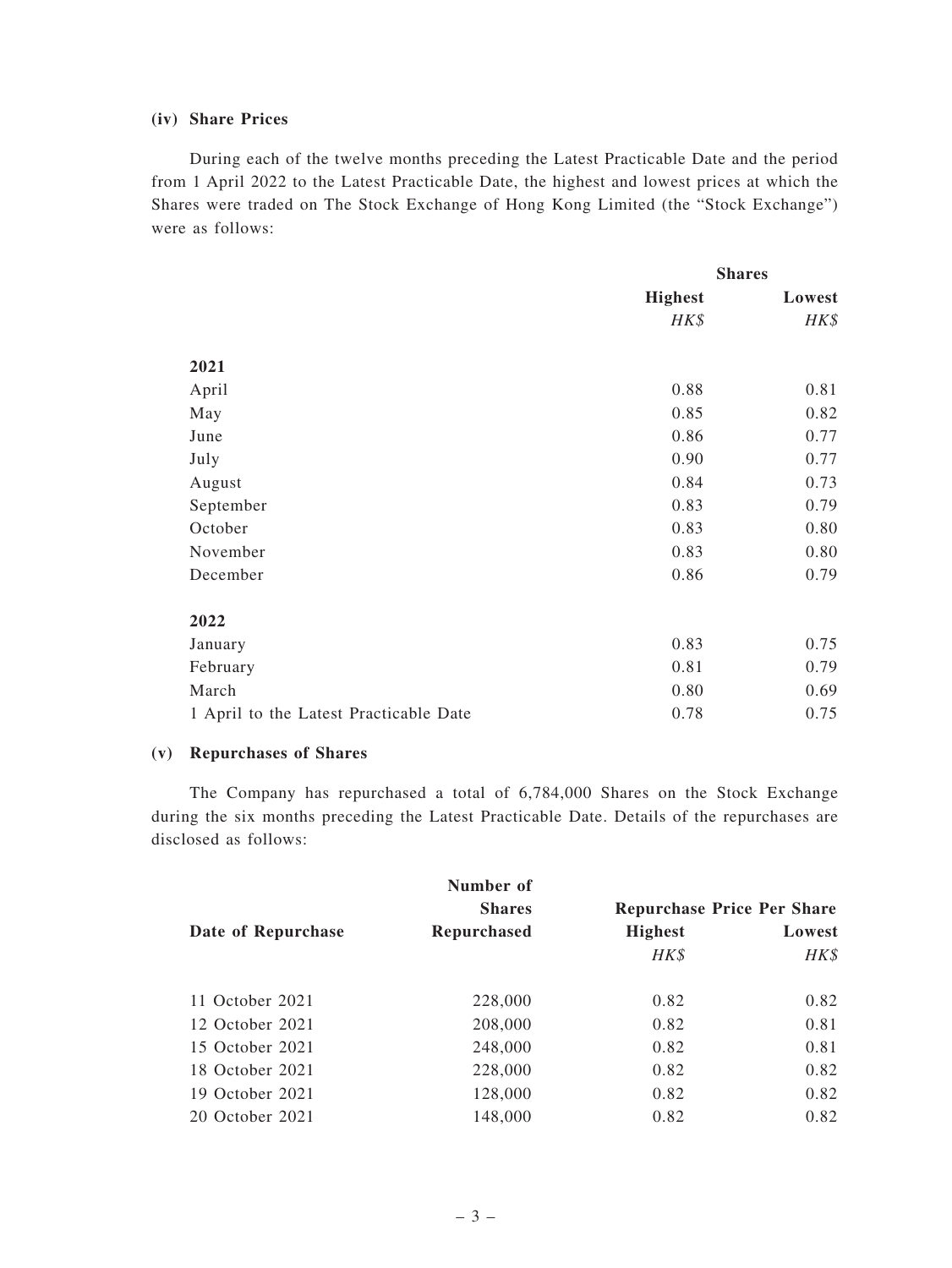### (iv) Share Prices

During each of the twelve months preceding the Latest Practicable Date and the period from 1 April 2022 to the Latest Practicable Date, the highest and lowest prices at which the Shares were traded on The Stock Exchange of Hong Kong Limited (the "Stock Exchange") were as follows:

| | Shares | |
|---|---|---|
| | **Highest** | **Lowest** |
| | *HK$* | *HK$* |
| **2021** | | |
| April | 0.88 | 0.81 |
| May | 0.85 | 0.82 |
| June | 0.86 | 0.77 |
| July | 0.90 | 0.77 |
| August | 0.84 | 0.73 |
| September | 0.83 | 0.79 |
| October | 0.83 | 0.80 |
| November | 0.83 | 0.80 |
| December | 0.86 | 0.79 |
| **2022** | | |
| January | 0.83 | 0.75 |
| February | 0.81 | 0.79 |
| March | 0.80 | 0.69 |
| 1 April to the Latest Practicable Date | 0.78 | 0.75 |

### (v) Repurchases of Shares

The Company has repurchased a total of 6,784,000 Shares on the Stock Exchange during the six months preceding the Latest Practicable Date. Details of the repurchases are disclosed as follows:

| Date of Repurchase | Number of Shares Repurchased | Repurchase Price Per Share | |
|---|---|---|---|
| | | **Highest** | **Lowest** |
| | | *HK$* | *HK$* |
| 11 October 2021 | 228,000 | 0.82 | 0.82 |
| 12 October 2021 | 208,000 | 0.82 | 0.81 |
| 15 October 2021 | 248,000 | 0.82 | 0.81 |
| 18 October 2021 | 228,000 | 0.82 | 0.82 |
| 19 October 2021 | 128,000 | 0.82 | 0.82 |
| 20 October 2021 | 148,000 | 0.82 | 0.82 |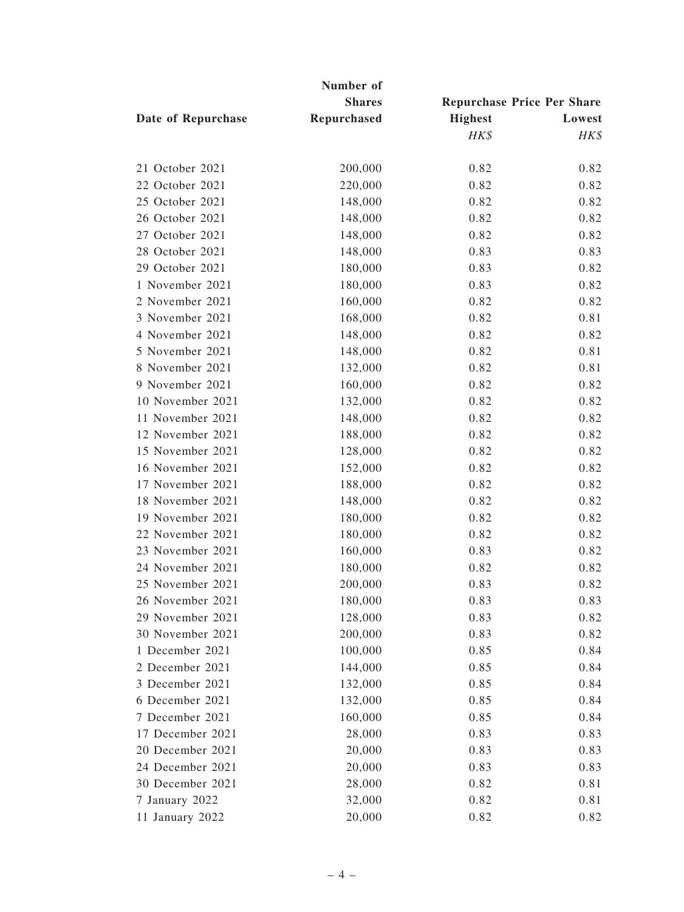| Date of Repurchase | Number of Shares Repurchased | Repurchase Price Per Share | |
|---|---|---|---|
| | | Highest | Lowest |
| | | *HK$* | *HK$* |
| 21 October 2021 | 200,000 | 0.82 | 0.82 |
| 22 October 2021 | 220,000 | 0.82 | 0.82 |
| 25 October 2021 | 148,000 | 0.82 | 0.82 |
| 26 October 2021 | 148,000 | 0.82 | 0.82 |
| 27 October 2021 | 148,000 | 0.82 | 0.82 |
| 28 October 2021 | 148,000 | 0.83 | 0.83 |
| 29 October 2021 | 180,000 | 0.83 | 0.82 |
| 1 November 2021 | 180,000 | 0.83 | 0.82 |
| 2 November 2021 | 160,000 | 0.82 | 0.82 |
| 3 November 2021 | 168,000 | 0.82 | 0.81 |
| 4 November 2021 | 148,000 | 0.82 | 0.82 |
| 5 November 2021 | 148,000 | 0.82 | 0.81 |
| 8 November 2021 | 132,000 | 0.82 | 0.81 |
| 9 November 2021 | 160,000 | 0.82 | 0.82 |
| 10 November 2021 | 132,000 | 0.82 | 0.82 |
| 11 November 2021 | 148,000 | 0.82 | 0.82 |
| 12 November 2021 | 188,000 | 0.82 | 0.82 |
| 15 November 2021 | 128,000 | 0.82 | 0.82 |
| 16 November 2021 | 152,000 | 0.82 | 0.82 |
| 17 November 2021 | 188,000 | 0.82 | 0.82 |
| 18 November 2021 | 148,000 | 0.82 | 0.82 |
| 19 November 2021 | 180,000 | 0.82 | 0.82 |
| 22 November 2021 | 180,000 | 0.82 | 0.82 |
| 23 November 2021 | 160,000 | 0.83 | 0.82 |
| 24 November 2021 | 180,000 | 0.82 | 0.82 |
| 25 November 2021 | 200,000 | 0.83 | 0.82 |
| 26 November 2021 | 180,000 | 0.83 | 0.83 |
| 29 November 2021 | 128,000 | 0.83 | 0.82 |
| 30 November 2021 | 200,000 | 0.83 | 0.82 |
| 1 December 2021 | 100,000 | 0.85 | 0.84 |
| 2 December 2021 | 144,000 | 0.85 | 0.84 |
| 3 December 2021 | 132,000 | 0.85 | 0.84 |
| 6 December 2021 | 132,000 | 0.85 | 0.84 |
| 7 December 2021 | 160,000 | 0.85 | 0.84 |
| 17 December 2021 | 28,000 | 0.83 | 0.83 |
| 20 December 2021 | 20,000 | 0.83 | 0.83 |
| 24 December 2021 | 20,000 | 0.83 | 0.83 |
| 30 December 2021 | 28,000 | 0.82 | 0.81 |
| 7 January 2022 | 32,000 | 0.82 | 0.81 |
| 11 January 2022 | 20,000 | 0.82 | 0.82 |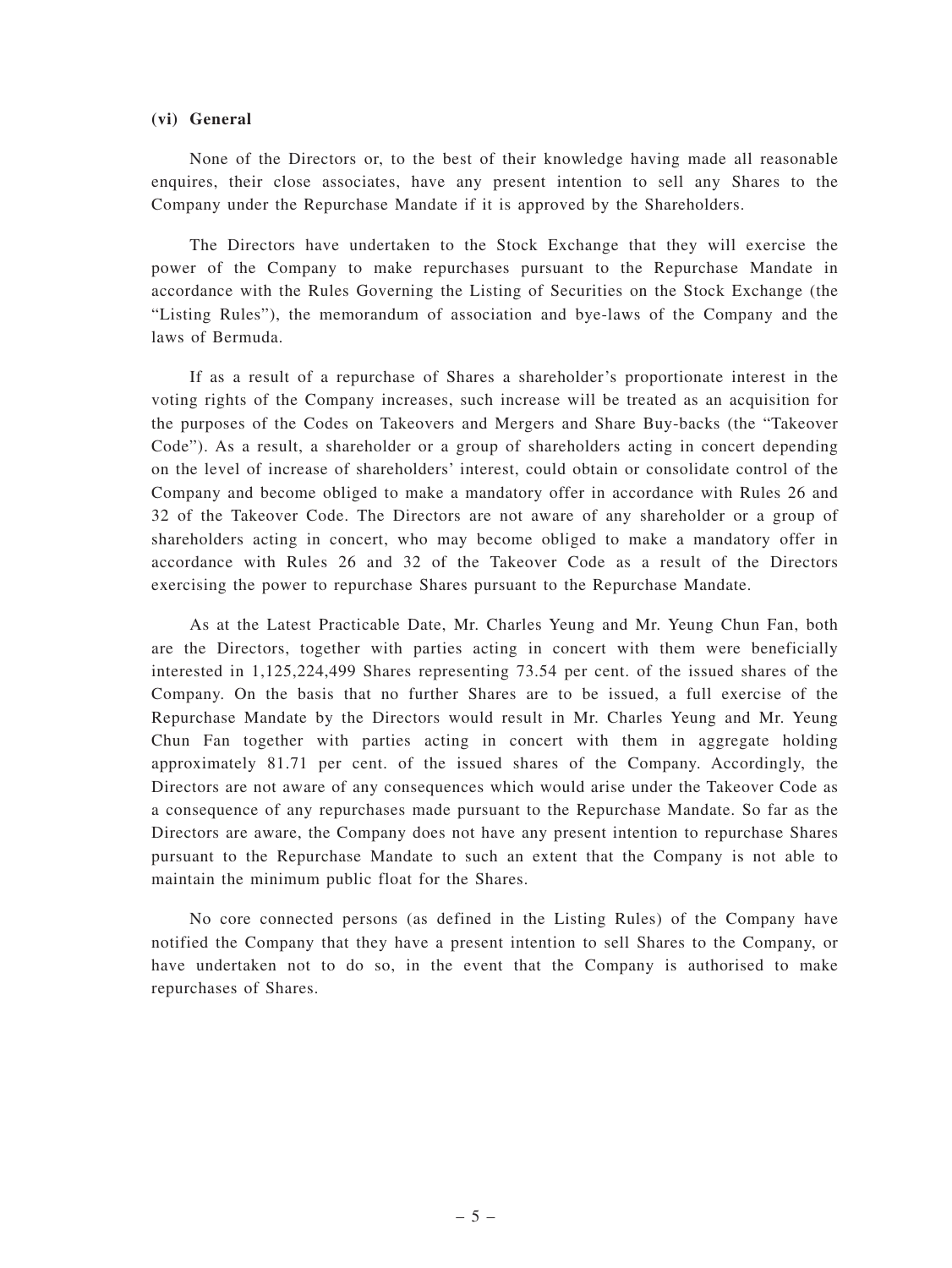**(vi) General**

None of the Directors or, to the best of their knowledge having made all reasonable enquires, their close associates, have any present intention to sell any Shares to the Company under the Repurchase Mandate if it is approved by the Shareholders.

The Directors have undertaken to the Stock Exchange that they will exercise the power of the Company to make repurchases pursuant to the Repurchase Mandate in accordance with the Rules Governing the Listing of Securities on the Stock Exchange (the "Listing Rules"), the memorandum of association and bye-laws of the Company and the laws of Bermuda.

If as a result of a repurchase of Shares a shareholder's proportionate interest in the voting rights of the Company increases, such increase will be treated as an acquisition for the purposes of the Codes on Takeovers and Mergers and Share Buy-backs (the "Takeover Code"). As a result, a shareholder or a group of shareholders acting in concert depending on the level of increase of shareholders' interest, could obtain or consolidate control of the Company and become obliged to make a mandatory offer in accordance with Rules 26 and 32 of the Takeover Code. The Directors are not aware of any shareholder or a group of shareholders acting in concert, who may become obliged to make a mandatory offer in accordance with Rules 26 and 32 of the Takeover Code as a result of the Directors exercising the power to repurchase Shares pursuant to the Repurchase Mandate.

As at the Latest Practicable Date, Mr. Charles Yeung and Mr. Yeung Chun Fan, both are the Directors, together with parties acting in concert with them were beneficially interested in 1,125,224,499 Shares representing 73.54 per cent. of the issued shares of the Company. On the basis that no further Shares are to be issued, a full exercise of the Repurchase Mandate by the Directors would result in Mr. Charles Yeung and Mr. Yeung Chun Fan together with parties acting in concert with them in aggregate holding approximately 81.71 per cent. of the issued shares of the Company. Accordingly, the Directors are not aware of any consequences which would arise under the Takeover Code as a consequence of any repurchases made pursuant to the Repurchase Mandate. So far as the Directors are aware, the Company does not have any present intention to repurchase Shares pursuant to the Repurchase Mandate to such an extent that the Company is not able to maintain the minimum public float for the Shares.

No core connected persons (as defined in the Listing Rules) of the Company have notified the Company that they have a present intention to sell Shares to the Company, or have undertaken not to do so, in the event that the Company is authorised to make repurchases of Shares.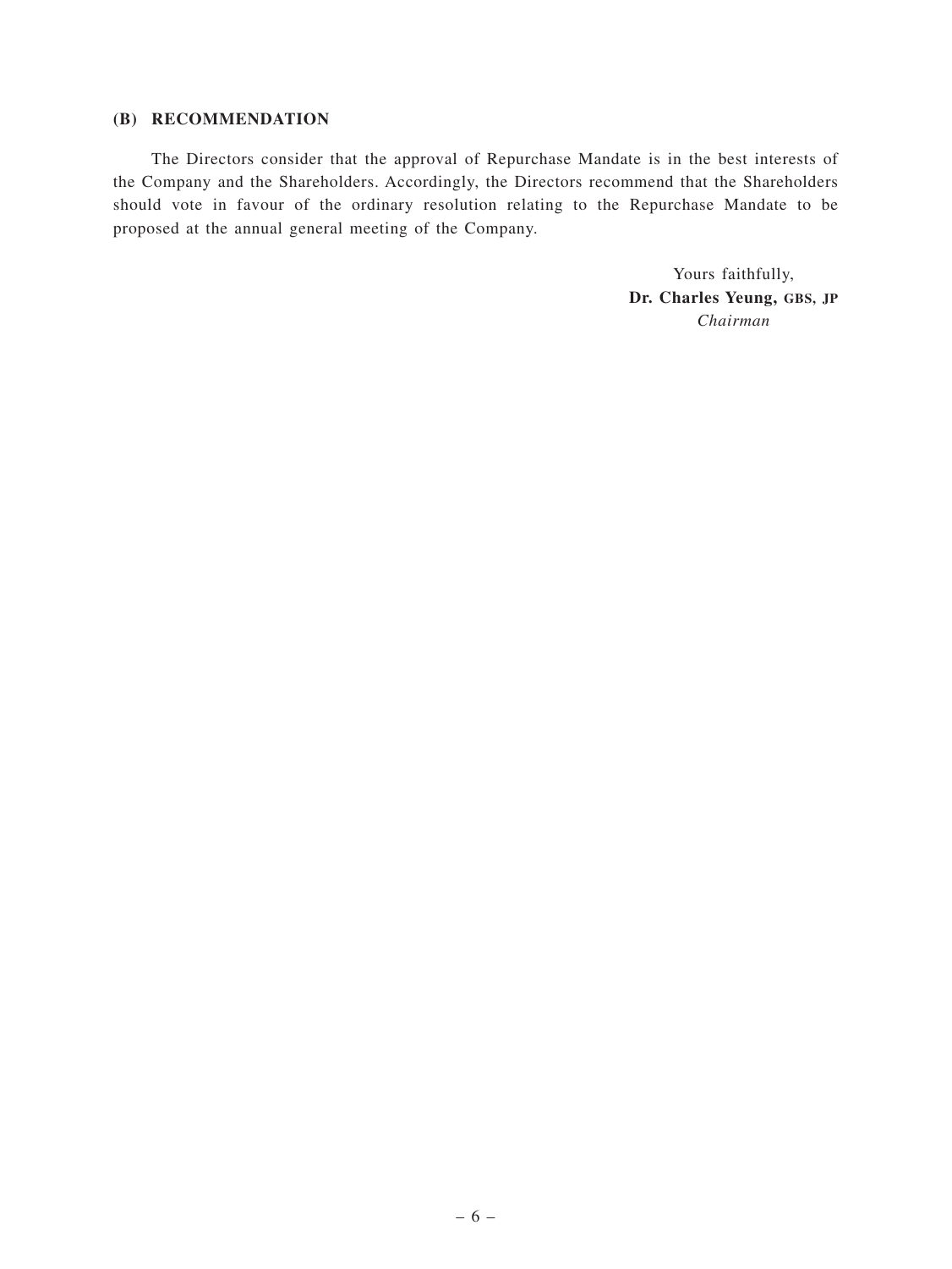### (B) RECOMMENDATION

The Directors consider that the approval of Repurchase Mandate is in the best interests of the Company and the Shareholders. Accordingly, the Directors recommend that the Shareholders should vote in favour of the ordinary resolution relating to the Repurchase Mandate to be proposed at the annual general meeting of the Company.

Yours faithfully,
**Dr. Charles Yeung, GBS, JP**
*Chairman*